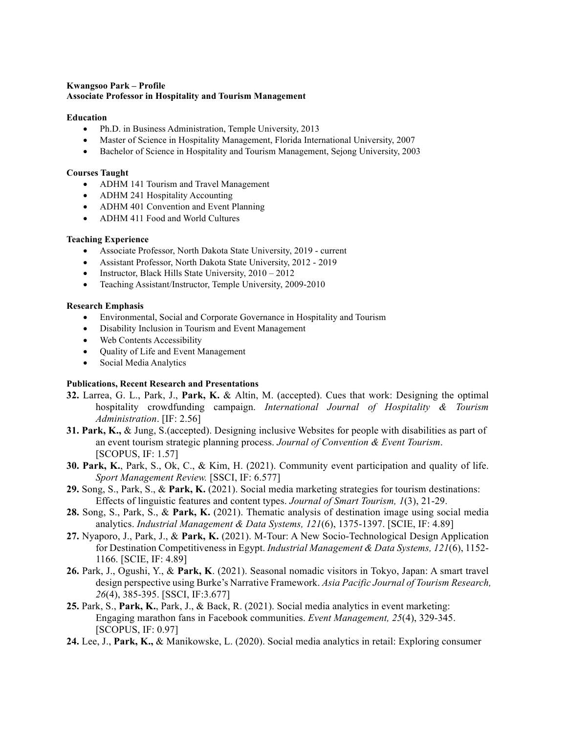**Kwangsoo Park – Profile**
**Associate Professor in Hospitality and Tourism Management**

**Education**

- Ph.D. in Business Administration, Temple University, 2013
- Master of Science in Hospitality Management, Florida International University, 2007
- Bachelor of Science in Hospitality and Tourism Management, Sejong University, 2003

**Courses Taught**

- ADHM 141 Tourism and Travel Management
- ADHM 241 Hospitality Accounting
- ADHM 401 Convention and Event Planning
- ADHM 411 Food and World Cultures

**Teaching Experience**

- Associate Professor, North Dakota State University, 2019 - current
- Assistant Professor, North Dakota State University, 2012 - 2019
- Instructor, Black Hills State University, 2010 – 2012
- Teaching Assistant/Instructor, Temple University, 2009-2010

**Research Emphasis**

- Environmental, Social and Corporate Governance in Hospitality and Tourism
- Disability Inclusion in Tourism and Event Management
- Web Contents Accessibility
- Quality of Life and Event Management
- Social Media Analytics

**Publications, Recent Research and Presentations**

**32.** Larrea, G. L., Park, J., **Park, K.** & Altin, M. (accepted). Cues that work: Designing the optimal hospitality crowdfunding campaign. *International Journal of Hospitality & Tourism Administration*. [IF: 2.56]

**31. Park, K.,** & Jung, S.(accepted). Designing inclusive Websites for people with disabilities as part of an event tourism strategic planning process. *Journal of Convention & Event Tourism*. [SCOPUS, IF: 1.57]

**30. Park, K.**, Park, S., Ok, C., & Kim, H. (2021). Community event participation and quality of life. *Sport Management Review.* [SSCI, IF: 6.577]

**29.** Song, S., Park, S., & **Park, K.** (2021). Social media marketing strategies for tourism destinations: Effects of linguistic features and content types. *Journal of Smart Tourism, 1*(3), 21-29.

**28.** Song, S., Park, S., & **Park, K.** (2021). Thematic analysis of destination image using social media analytics. *Industrial Management & Data Systems, 121*(6), 1375-1397. [SCIE, IF: 4.89]

**27.** Nyaporo, J., Park, J., & **Park, K.** (2021). M-Tour: A New Socio-Technological Design Application for Destination Competitiveness in Egypt. *Industrial Management & Data Systems, 121*(6), 1152-1166. [SCIE, IF: 4.89]

**26.** Park, J., Ogushi, Y., & **Park, K**. (2021). Seasonal nomadic visitors in Tokyo, Japan: A smart travel design perspective using Burke's Narrative Framework. *Asia Pacific Journal of Tourism Research, 26*(4), 385-395. [SSCI, IF:3.677]

**25.** Park, S., **Park, K.**, Park, J., & Back, R. (2021). Social media analytics in event marketing: Engaging marathon fans in Facebook communities. *Event Management, 25*(4), 329-345. [SCOPUS, IF: 0.97]

**24.** Lee, J., **Park, K.,** & Manikowske, L. (2020). Social media analytics in retail: Exploring consumer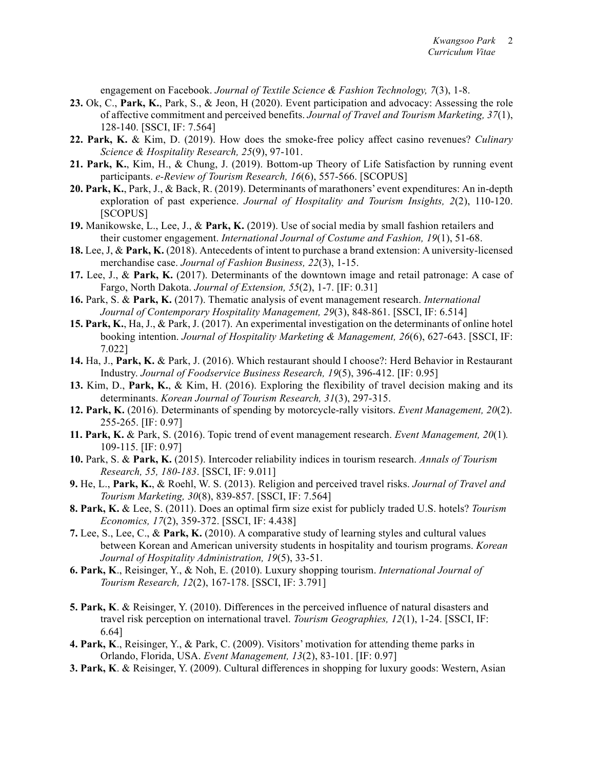engagement on Facebook. *Journal of Textile Science & Fashion Technology, 7*(3), 1-8.

**23.** Ok, C., **Park, K.**, Park, S., & Jeon, H (2020). Event participation and advocacy: Assessing the role of affective commitment and perceived benefits. *Journal of Travel and Tourism Marketing, 37*(1), 128-140. [SSCI, IF: 7.564]

**22. Park, K.** & Kim, D. (2019). How does the smoke-free policy affect casino revenues? *Culinary Science & Hospitality Research, 25*(9), 97-101.

**21. Park, K.**, Kim, H., & Chung, J. (2019). Bottom-up Theory of Life Satisfaction by running event participants. *e-Review of Tourism Research, 16*(6), 557-566. [SCOPUS]

**20. Park, K.**, Park, J., & Back, R. (2019). Determinants of marathoners' event expenditures: An in-depth exploration of past experience. *Journal of Hospitality and Tourism Insights, 2*(2), 110-120. [SCOPUS]

**19.** Manikowske, L., Lee, J., & **Park, K.** (2019). Use of social media by small fashion retailers and their customer engagement. *International Journal of Costume and Fashion, 19*(1), 51-68.

**18.** Lee, J, & **Park, K.** (2018). Antecedents of intent to purchase a brand extension: A university-licensed merchandise case. *Journal of Fashion Business, 22*(3), 1-15.

**17.** Lee, J., & **Park, K.** (2017). Determinants of the downtown image and retail patronage: A case of Fargo, North Dakota. *Journal of Extension, 55*(2), 1-7. [IF: 0.31]

**16.** Park, S. & **Park, K.** (2017). Thematic analysis of event management research. *International Journal of Contemporary Hospitality Management, 29*(3), 848-861. [SSCI, IF: 6.514]

**15. Park, K.**, Ha, J., & Park, J. (2017). An experimental investigation on the determinants of online hotel booking intention. *Journal of Hospitality Marketing & Management, 26*(6), 627-643. [SSCI, IF: 7.022]

**14.** Ha, J., **Park, K.** & Park, J. (2016). Which restaurant should I choose?: Herd Behavior in Restaurant Industry. *Journal of Foodservice Business Research, 19*(5), 396-412. [IF: 0.95]

**13.** Kim, D., **Park, K.**, & Kim, H. (2016). Exploring the flexibility of travel decision making and its determinants. *Korean Journal of Tourism Research, 31*(3), 297-315.

**12. Park, K.** (2016). Determinants of spending by motorcycle-rally visitors. *Event Management, 20*(2). 255-265. [IF: 0.97]

**11. Park, K.** & Park, S. (2016). Topic trend of event management research. *Event Management, 20*(1)*.* 109-115. [IF: 0.97]

**10.** Park, S. & **Park, K.** (2015). Intercoder reliability indices in tourism research. *Annals of Tourism Research, 55, 180-183*. [SSCI, IF: 9.011]

**9.** He, L., **Park, K.**, & Roehl, W. S. (2013). Religion and perceived travel risks. *Journal of Travel and Tourism Marketing, 30*(8), 839-857. [SSCI, IF: 7.564]

**8. Park, K.** & Lee, S. (2011). Does an optimal firm size exist for publicly traded U.S. hotels? *Tourism Economics, 17*(2), 359-372. [SSCI, IF: 4.438]

**7.** Lee, S., Lee, C., & **Park, K.** (2010). A comparative study of learning styles and cultural values between Korean and American university students in hospitality and tourism programs. *Korean Journal of Hospitality Administration, 19*(5), 33-51.

**6. Park, K**., Reisinger, Y., & Noh, E. (2010). Luxury shopping tourism. *International Journal of Tourism Research, 12*(2), 167-178. [SSCI, IF: 3.791]

**5. Park, K**. & Reisinger, Y. (2010). Differences in the perceived influence of natural disasters and travel risk perception on international travel. *Tourism Geographies, 12*(1), 1-24. [SSCI, IF: 6.64]

**4. Park, K**., Reisinger, Y., & Park, C. (2009). Visitors' motivation for attending theme parks in Orlando, Florida, USA. *Event Management, 13*(2), 83-101. [IF: 0.97]

**3. Park, K**. & Reisinger, Y. (2009). Cultural differences in shopping for luxury goods: Western, Asian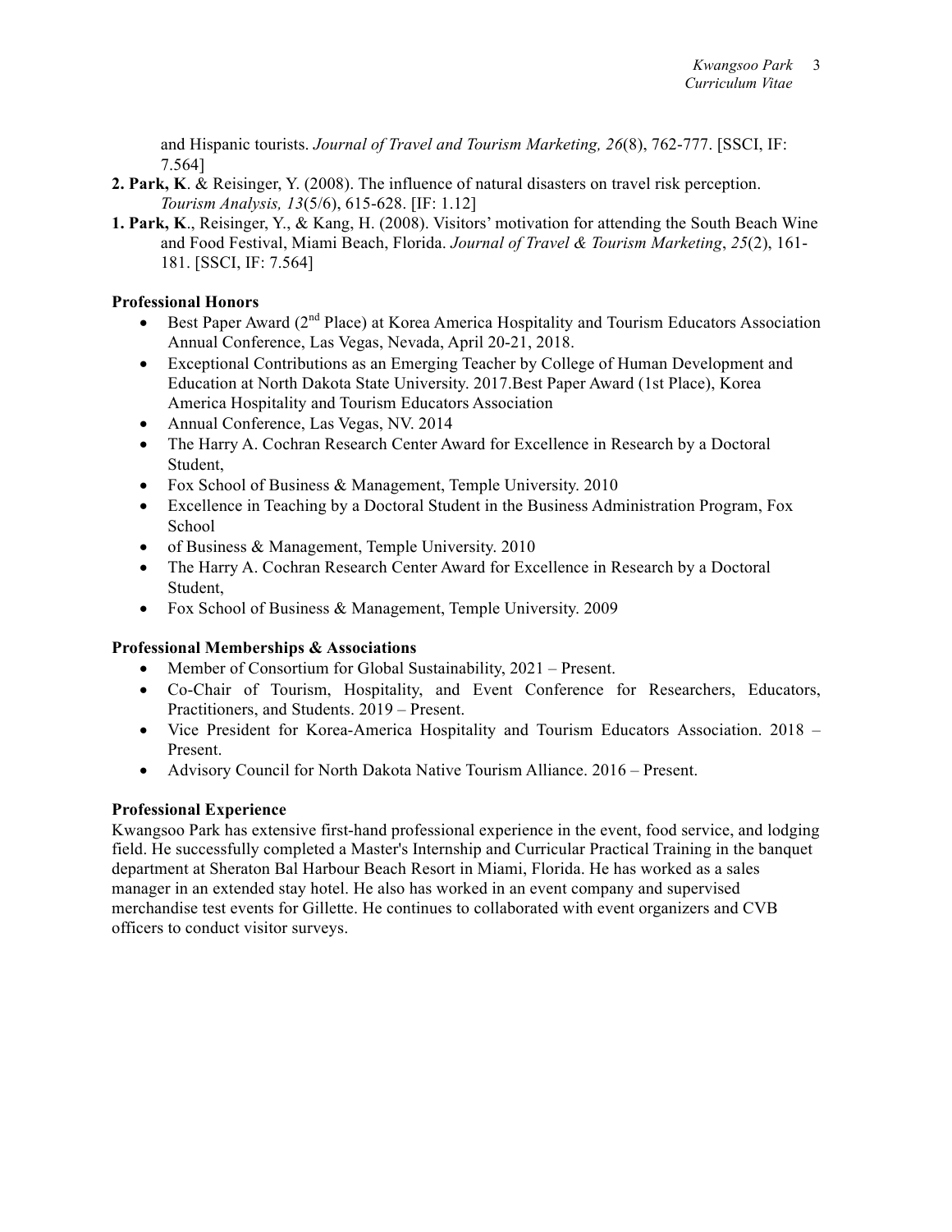and Hispanic tourists. *Journal of Travel and Tourism Marketing, 26*(8), 762-777. [SSCI, IF: 7.564]

**2. Park, K**. & Reisinger, Y. (2008). The influence of natural disasters on travel risk perception. *Tourism Analysis, 13*(5/6), 615-628. [IF: 1.12]

**1. Park, K**., Reisinger, Y., & Kang, H. (2008). Visitors' motivation for attending the South Beach Wine and Food Festival, Miami Beach, Florida. *Journal of Travel & Tourism Marketing*, *25*(2), 161-181. [SSCI, IF: 7.564]

**Professional Honors**

- Best Paper Award (2nd Place) at Korea America Hospitality and Tourism Educators Association Annual Conference, Las Vegas, Nevada, April 20-21, 2018.
- Exceptional Contributions as an Emerging Teacher by College of Human Development and Education at North Dakota State University. 2017.Best Paper Award (1st Place), Korea America Hospitality and Tourism Educators Association
- Annual Conference, Las Vegas, NV. 2014
- The Harry A. Cochran Research Center Award for Excellence in Research by a Doctoral Student,
- Fox School of Business & Management, Temple University. 2010
- Excellence in Teaching by a Doctoral Student in the Business Administration Program, Fox School
- of Business & Management, Temple University. 2010
- The Harry A. Cochran Research Center Award for Excellence in Research by a Doctoral Student,
- Fox School of Business & Management, Temple University. 2009

**Professional Memberships & Associations**

- Member of Consortium for Global Sustainability, 2021 – Present.
- Co-Chair of Tourism, Hospitality, and Event Conference for Researchers, Educators, Practitioners, and Students. 2019 – Present.
- Vice President for Korea-America Hospitality and Tourism Educators Association. 2018 – Present.
- Advisory Council for North Dakota Native Tourism Alliance. 2016 – Present.

**Professional Experience**

Kwangsoo Park has extensive first-hand professional experience in the event, food service, and lodging field. He successfully completed a Master's Internship and Curricular Practical Training in the banquet department at Sheraton Bal Harbour Beach Resort in Miami, Florida. He has worked as a sales manager in an extended stay hotel. He also has worked in an event company and supervised merchandise test events for Gillette. He continues to collaborated with event organizers and CVB officers to conduct visitor surveys.